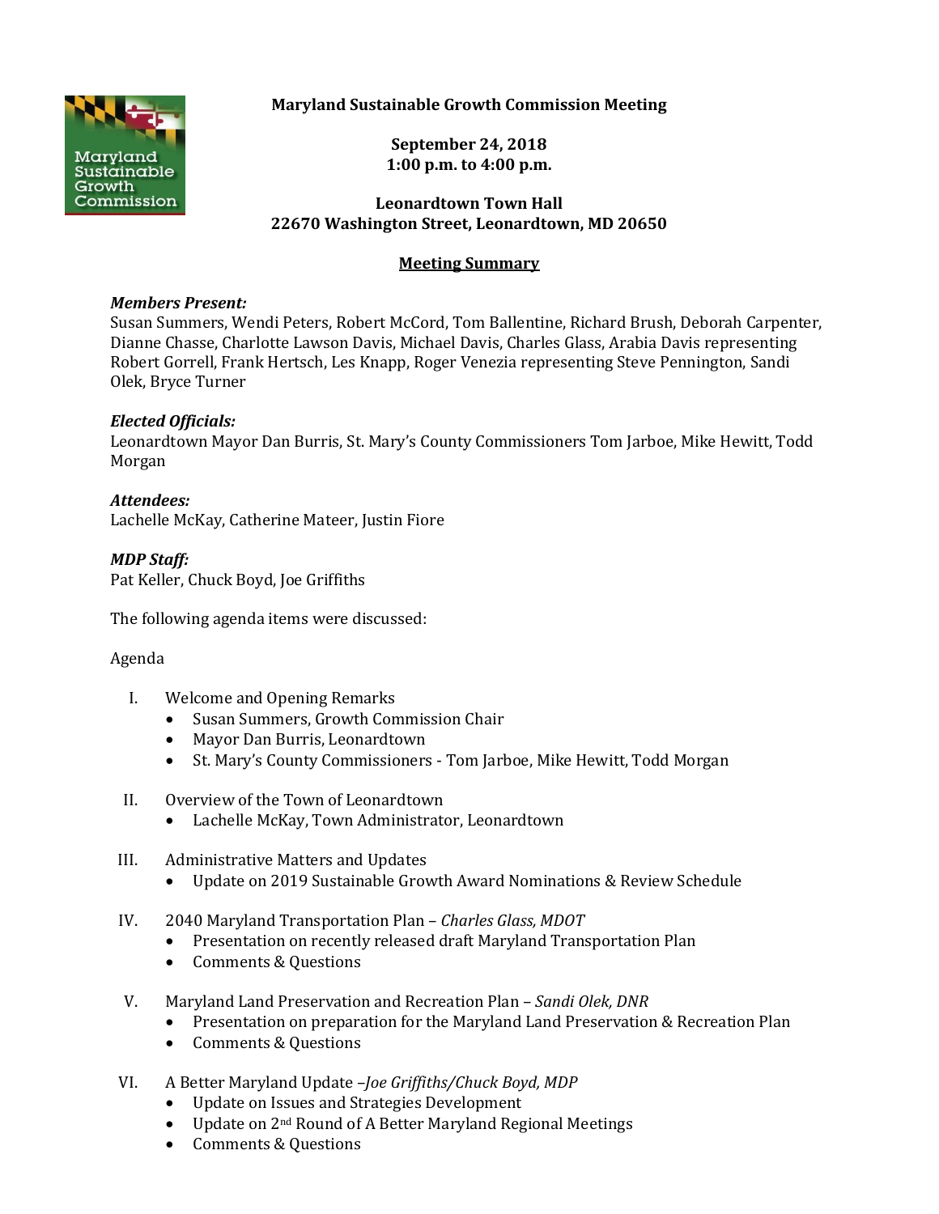# Maryland Sustainable Growth Commission Meeting

**September 24, 2018**
**1:00 p.m. to 4:00 p.m.**

**Leonardtown Town Hall**
**22670 Washington Street, Leonardtown, MD 20650**

**Meeting Summary**

***Members Present:***
Susan Summers, Wendi Peters, Robert McCord, Tom Ballentine, Richard Brush, Deborah Carpenter, Dianne Chasse, Charlotte Lawson Davis, Michael Davis, Charles Glass, Arabia Davis representing Robert Gorrell, Frank Hertsch, Les Knapp, Roger Venezia representing Steve Pennington, Sandi Olek, Bryce Turner

***Elected Officials:***
Leonardtown Mayor Dan Burris, St. Mary's County Commissioners Tom Jarboe, Mike Hewitt, Todd Morgan

***Attendees:***
Lachelle McKay, Catherine Mateer, Justin Fiore

***MDP Staff:***
Pat Keller, Chuck Boyd, Joe Griffiths

The following agenda items were discussed:

Agenda

I. Welcome and Opening Remarks
   - Susan Summers, Growth Commission Chair
   - Mayor Dan Burris, Leonardtown
   - St. Mary's County Commissioners - Tom Jarboe, Mike Hewitt, Todd Morgan

II. Overview of the Town of Leonardtown
   - Lachelle McKay, Town Administrator, Leonardtown

III. Administrative Matters and Updates
   - Update on 2019 Sustainable Growth Award Nominations & Review Schedule

IV. 2040 Maryland Transportation Plan – *Charles Glass, MDOT*
   - Presentation on recently released draft Maryland Transportation Plan
   - Comments & Questions

V. Maryland Land Preservation and Recreation Plan – *Sandi Olek, DNR*
   - Presentation on preparation for the Maryland Land Preservation & Recreation Plan
   - Comments & Questions

VI. A Better Maryland Update –*Joe Griffiths/Chuck Boyd, MDP*
   - Update on Issues and Strategies Development
   - Update on 2nd Round of A Better Maryland Regional Meetings
   - Comments & Questions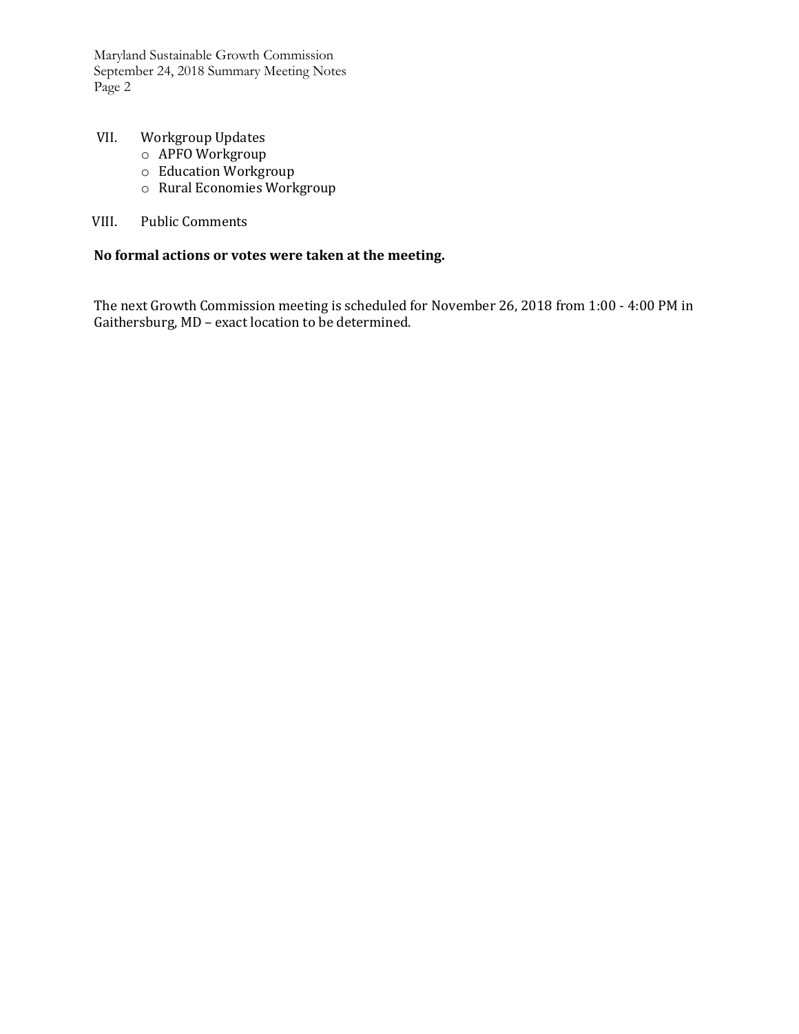VII. Workgroup Updates
- APFO Workgroup
- Education Workgroup
- Rural Economies Workgroup

VIII. Public Comments

**No formal actions or votes were taken at the meeting.**

The next Growth Commission meeting is scheduled for November 26, 2018 from 1:00 - 4:00 PM in Gaithersburg, MD – exact location to be determined.